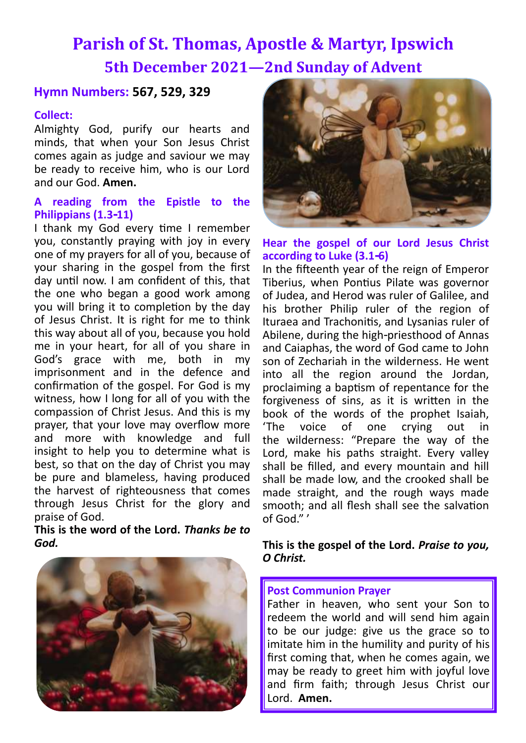# Parish of St. Thomas, Apostle & Martyr, Ipswich

## 5th December 2021—2nd Sunday of Advent

**Hymn Numbers: 567, 529, 329**

**Collect:**

Almighty God, purify our hearts and minds, that when your Son Jesus Christ comes again as judge and saviour we may be ready to receive him, who is our Lord and our God. **Amen.**

**A reading from the Epistle to the Philippians (1.3-11)**

I thank my God every time I remember you, constantly praying with joy in every one of my prayers for all of you, because of your sharing in the gospel from the first day until now. I am confident of this, that the one who began a good work among you will bring it to completion by the day of Jesus Christ. It is right for me to think this way about all of you, because you hold me in your heart, for all of you share in God's grace with me, both in my imprisonment and in the defence and confirmation of the gospel. For God is my witness, how I long for all of you with the compassion of Christ Jesus. And this is my prayer, that your love may overflow more and more with knowledge and full insight to help you to determine what is best, so that on the day of Christ you may be pure and blameless, having produced the harvest of righteousness that comes through Jesus Christ for the glory and praise of God.

**This is the word of the Lord.** ***Thanks be to God.***

**Hear the gospel of our Lord Jesus Christ according to Luke (3.1-6)**

In the fifteenth year of the reign of Emperor Tiberius, when Pontius Pilate was governor of Judea, and Herod was ruler of Galilee, and his brother Philip ruler of the region of Ituraea and Trachonitis, and Lysanias ruler of Abilene, during the high-priesthood of Annas and Caiaphas, the word of God came to John son of Zechariah in the wilderness. He went into all the region around the Jordan, proclaiming a baptism of repentance for the forgiveness of sins, as it is written in the book of the words of the prophet Isaiah, 'The voice of one crying out in the wilderness: "Prepare the way of the Lord, make his paths straight. Every valley shall be filled, and every mountain and hill shall be made low, and the crooked shall be made straight, and the rough ways made smooth; and all flesh shall see the salvation of God." '

**This is the gospel of the Lord.** ***Praise to you, O Christ.***

**Post Communion Prayer**

Father in heaven, who sent your Son to redeem the world and will send him again to be our judge: give us the grace so to imitate him in the humility and purity of his first coming that, when he comes again, we may be ready to greet him with joyful love and firm faith; through Jesus Christ our Lord. **Amen.**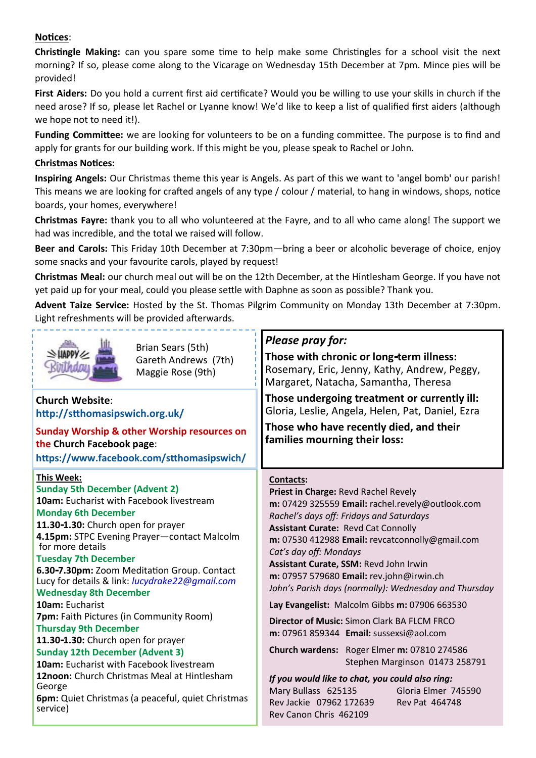**Notices**:

**Christingle Making:** can you spare some time to help make some Christingles for a school visit the next morning? If so, please come along to the Vicarage on Wednesday 15th December at 7pm. Mince pies will be provided!

**First Aiders:** Do you hold a current first aid certificate? Would you be willing to use your skills in church if the need arose? If so, please let Rachel or Lyanne know! We'd like to keep a list of qualified first aiders (although we hope not to need it!).

**Funding Committee:** we are looking for volunteers to be on a funding committee. The purpose is to find and apply for grants for our building work. If this might be you, please speak to Rachel or John.

**Christmas Notices:**

**Inspiring Angels:** Our Christmas theme this year is Angels. As part of this we want to 'angel bomb' our parish! This means we are looking for crafted angels of any type / colour / material, to hang in windows, shops, notice boards, your homes, everywhere!

**Christmas Fayre:** thank you to all who volunteered at the Fayre, and to all who came along! The support we had was incredible, and the total we raised will follow.

**Beer and Carols:** This Friday 10th December at 7:30pm—bring a beer or alcoholic beverage of choice, enjoy some snacks and your favourite carols, played by request!

**Christmas Meal:** our church meal out will be on the 12th December, at the Hintlesham George. If you have not yet paid up for your meal, could you please settle with Daphne as soon as possible? Thank you.

**Advent Taize Service:** Hosted by the St. Thomas Pilgrim Community on Monday 13th December at 7:30pm. Light refreshments will be provided afterwards.

Brian Sears (5th)
Gareth Andrews (7th)
Maggie Rose (9th)

**Church Website**:
**http://stthomasipswich.org.uk/**

**Sunday Worship & other Worship resources on the Church Facebook page**:
**https://www.facebook.com/stthomasipswich/**

**This Week:**

**Sunday 5th December (Advent 2)**
**10am:** Eucharist with Facebook livestream

**Monday 6th December**
**11.30-1.30:** Church open for prayer
**4.15pm:** STPC Evening Prayer—contact Malcolm for more details

**Tuesday 7th December**
**6.30-7.30pm:** Zoom Meditation Group. Contact Lucy for details & link: *lucydrake22@gmail.com*

**Wednesday 8th December**
**10am:** Eucharist
**7pm:** Faith Pictures (in Community Room)

**Thursday 9th December**
**11.30-1.30:** Church open for prayer

**Sunday 12th December (Advent 3)**
**10am:** Eucharist with Facebook livestream
**12noon:** Church Christmas Meal at Hintlesham George
**6pm:** Quiet Christmas (a peaceful, quiet Christmas service)

*Please pray for:*

**Those with chronic or long-term illness:** Rosemary, Eric, Jenny, Kathy, Andrew, Peggy, Margaret, Natacha, Samantha, Theresa

**Those undergoing treatment or currently ill:** Gloria, Leslie, Angela, Helen, Pat, Daniel, Ezra

**Those who have recently died, and their families mourning their loss:**

**Contacts:**

**Priest in Charge:** Revd Rachel Revely
**m:** 07429 325559 **Email:** rachel.revely@outlook.com
*Rachel's days off: Fridays and Saturdays*

**Assistant Curate:** Revd Cat Connolly
**m:** 07530 412988 **Email:** revcatconnolly@gmail.com
*Cat's day off: Mondays*

**Assistant Curate, SSM:** Revd John Irwin
**m:** 07957 579680 **Email:** rev.john@irwin.ch
*John's Parish days (normally): Wednesday and Thursday*

**Lay Evangelist:** Malcolm Gibbs **m:** 07906 663530

**Director of Music:** Simon Clark BA FLCM FRCO
**m:** 07961 859344 **Email:** sussexsi@aol.com

**Church wardens:** Roger Elmer **m:** 07810 274586
Stephen Marginson 01473 258791

***If you would like to chat, you could also ring:***

Mary Bullass 625135
Gloria Elmer 745590
Rev Jackie 07962 172639
Rev Pat 464748
Rev Canon Chris 462109